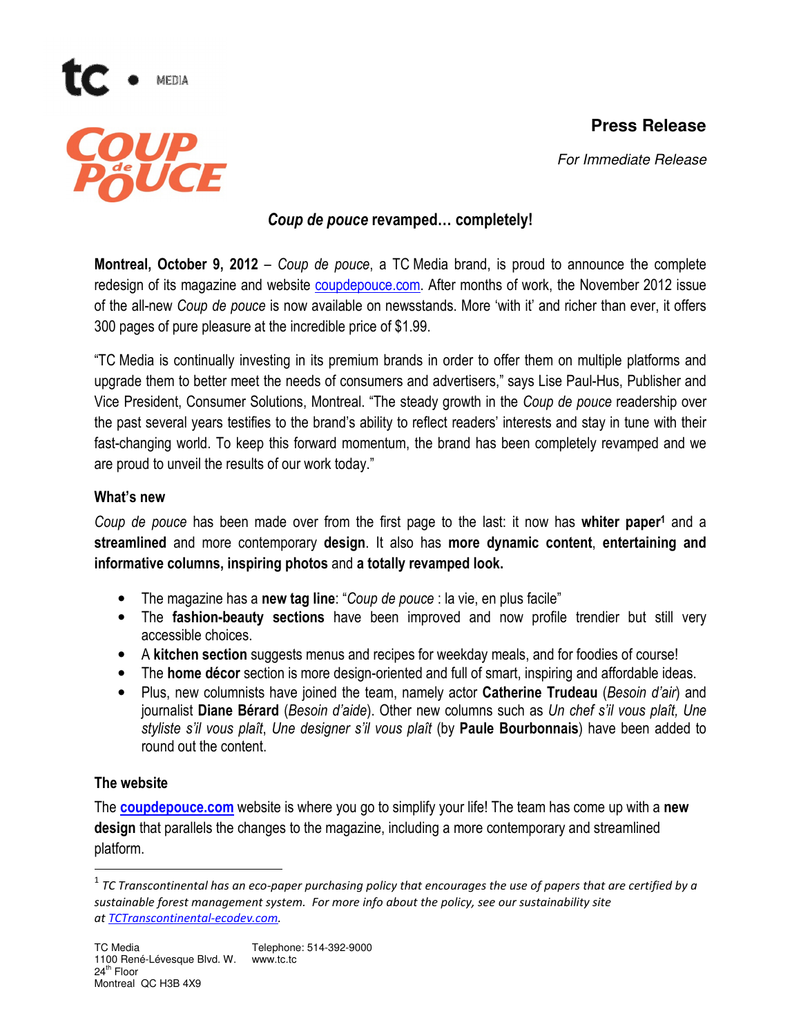**Press Release**

*For Immediate Release*

## *Coup de pouce* revamped… completely!

**Montreal, October 9, 2012** – *Coup de pouce*, a TC Media brand, is proud to announce the complete redesign of its magazine and website coupdepouce.com. After months of work, the November 2012 issue of the all-new *Coup de pouce* is now available on newsstands. More 'with it' and richer than ever, it offers 300 pages of pure pleasure at the incredible price of $1.99.

"TC Media is continually investing in its premium brands in order to offer them on multiple platforms and upgrade them to better meet the needs of consumers and advertisers," says Lise Paul-Hus, Publisher and Vice President, Consumer Solutions, Montreal. "The steady growth in the *Coup de pouce* readership over the past several years testifies to the brand's ability to reflect readers' interests and stay in tune with their fast-changing world. To keep this forward momentum, the brand has been completely revamped and we are proud to unveil the results of our work today."

### What's new

*Coup de pouce* has been made over from the first page to the last: it now has **whiter paper**[1] and a **streamlined** and more contemporary **design**. It also has **more dynamic content**, **entertaining and informative columns, inspiring photos** and **a totally revamped look.**

- The magazine has a **new tag line**: "*Coup de pouce* : la vie, en plus facile"
- The **fashion-beauty sections** have been improved and now profile trendier but still very accessible choices.
- A **kitchen section** suggests menus and recipes for weekday meals, and for foodies of course!
- The **home décor** section is more design-oriented and full of smart, inspiring and affordable ideas.
- Plus, new columnists have joined the team, namely actor **Catherine Trudeau** (*Besoin d'air*) and journalist **Diane Bérard** (*Besoin d'aide*). Other new columns such as *Un chef s'il vous plaît, Une styliste s'il vous plaît*, *Une designer s'il vous plaît* (by **Paule Bourbonnais**) have been added to round out the content.

### The website

The **coupdepouce.com** website is where you go to simplify your life! The team has come up with a **new design** that parallels the changes to the magazine, including a more contemporary and streamlined platform.

---

[1] *TC Transcontinental has an eco-paper purchasing policy that encourages the use of papers that are certified by a sustainable forest management system. For more info about the policy, see our sustainability site at TCTranscontinental-ecodev.com.*

TC Media
1100 René-Lévesque Blvd. W.
24th Floor
Montreal QC H3B 4X9

Telephone: 514-392-9000
www.tc.tc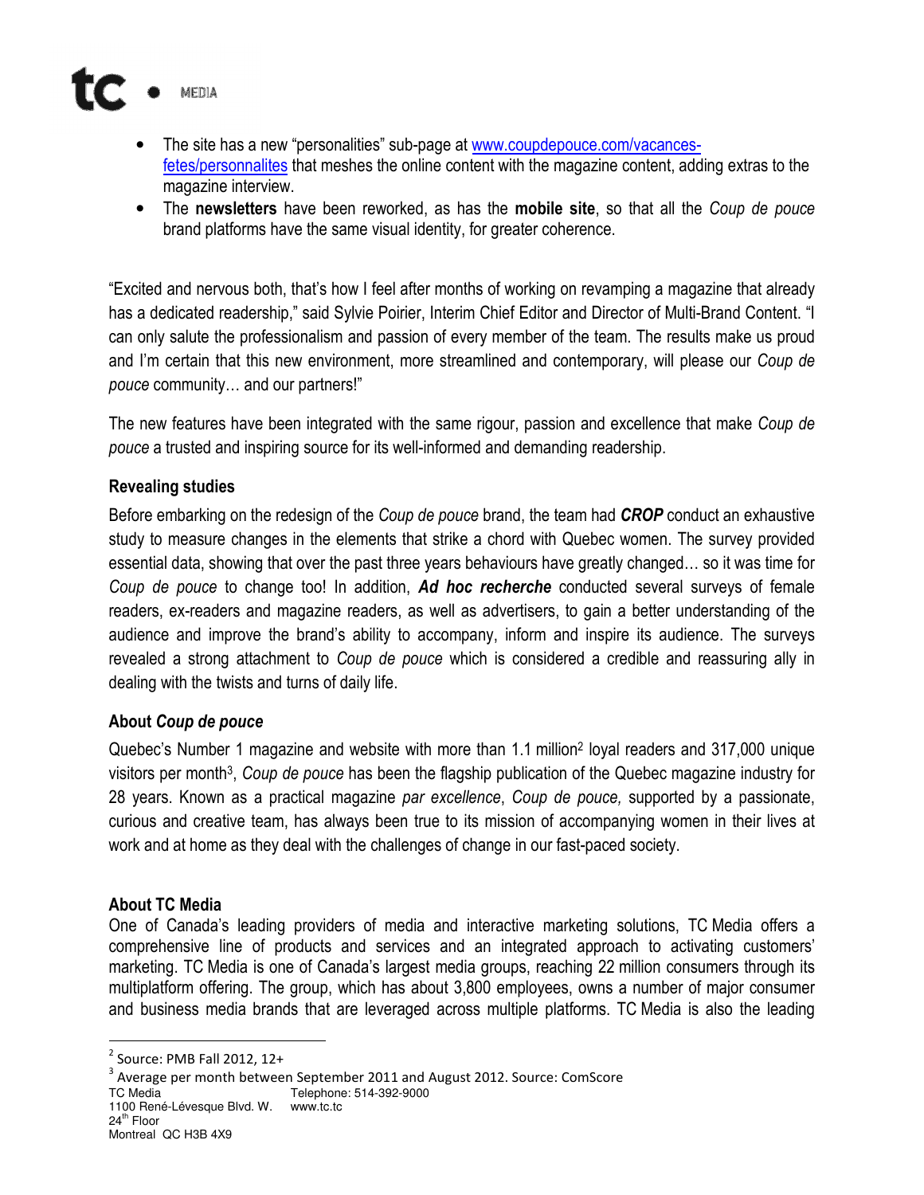- The site has a new "personalities" sub-page at [www.coupdepouce.com/vacances-fetes/personnalites](www.coupdepouce.com/vacances-fetes/personnalites) that meshes the online content with the magazine content, adding extras to the magazine interview.
- The **newsletters** have been reworked, as has the **mobile site**, so that all the *Coup de pouce* brand platforms have the same visual identity, for greater coherence.

"Excited and nervous both, that's how I feel after months of working on revamping a magazine that already has a dedicated readership," said Sylvie Poirier, Interim Chief Editor and Director of Multi-Brand Content. "I can only salute the professionalism and passion of every member of the team. The results make us proud and I'm certain that this new environment, more streamlined and contemporary, will please our *Coup de pouce* community… and our partners!"

The new features have been integrated with the same rigour, passion and excellence that make *Coup de pouce* a trusted and inspiring source for its well-informed and demanding readership.

**Revealing studies**

Before embarking on the redesign of the *Coup de pouce* brand, the team had ***CROP*** conduct an exhaustive study to measure changes in the elements that strike a chord with Quebec women. The survey provided essential data, showing that over the past three years behaviours have greatly changed… so it was time for *Coup de pouce* to change too! In addition, ***Ad hoc recherche*** conducted several surveys of female readers, ex-readers and magazine readers, as well as advertisers, to gain a better understanding of the audience and improve the brand's ability to accompany, inform and inspire its audience. The surveys revealed a strong attachment to *Coup de pouce* which is considered a credible and reassuring ally in dealing with the twists and turns of daily life.

**About *Coup de pouce***

Quebec's Number 1 magazine and website with more than 1.1 million[2] loyal readers and 317,000 unique visitors per month[3], *Coup de pouce* has been the flagship publication of the Quebec magazine industry for 28 years. Known as a practical magazine *par excellence*, *Coup de pouce,* supported by a passionate, curious and creative team, has always been true to its mission of accompanying women in their lives at work and at home as they deal with the challenges of change in our fast-paced society.

**About TC Media**

One of Canada's leading providers of media and interactive marketing solutions, TC Media offers a comprehensive line of products and services and an integrated approach to activating customers' marketing. TC Media is one of Canada's largest media groups, reaching 22 million consumers through its multiplatform offering. The group, which has about 3,800 employees, owns a number of major consumer and business media brands that are leveraged across multiple platforms. TC Media is also the leading

---

[2] Source: PMB Fall 2012, 12+

[3] Average per month between September 2011 and August 2012. Source: ComScore

TC Media
1100 René-Lévesque Blvd. W.
24th Floor
Montreal QC H3B 4X9
Telephone: 514-392-9000
www.tc.tc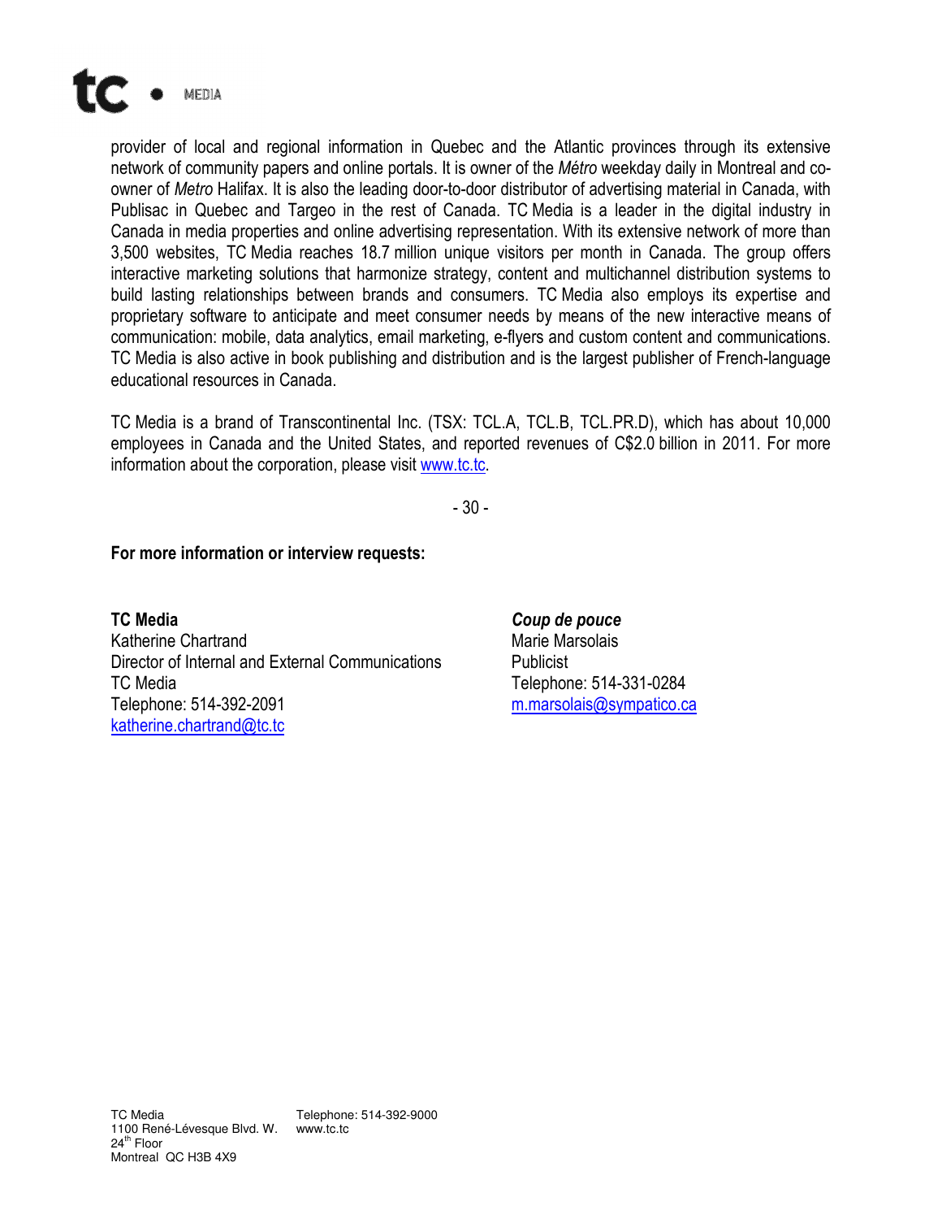provider of local and regional information in Quebec and the Atlantic provinces through its extensive network of community papers and online portals. It is owner of the *Métro* weekday daily in Montreal and co-owner of *Metro* Halifax. It is also the leading door-to-door distributor of advertising material in Canada, with Publisac in Quebec and Targeo in the rest of Canada. TC Media is a leader in the digital industry in Canada in media properties and online advertising representation. With its extensive network of more than 3,500 websites, TC Media reaches 18.7 million unique visitors per month in Canada. The group offers interactive marketing solutions that harmonize strategy, content and multichannel distribution systems to build lasting relationships between brands and consumers. TC Media also employs its expertise and proprietary software to anticipate and meet consumer needs by means of the new interactive means of communication: mobile, data analytics, email marketing, e-flyers and custom content and communications. TC Media is also active in book publishing and distribution and is the largest publisher of French-language educational resources in Canada.

TC Media is a brand of Transcontinental Inc. (TSX: TCL.A, TCL.B, TCL.PR.D), which has about 10,000 employees in Canada and the United States, and reported revenues of C$2.0 billion in 2011. For more information about the corporation, please visit www.tc.tc.

\- 30 -

**For more information or interview requests:**

**TC Media**
Katherine Chartrand
Director of Internal and External Communications
TC Media
Telephone: 514-392-2091
katherine.chartrand@tc.tc

***Coup de pouce***
Marie Marsolais
Publicist
Telephone: 514-331-0284
m.marsolais@sympatico.ca

TC Media
1100 René-Lévesque Blvd. W.
24th Floor
Montreal QC H3B 4X9

Telephone: 514-392-9000
www.tc.tc